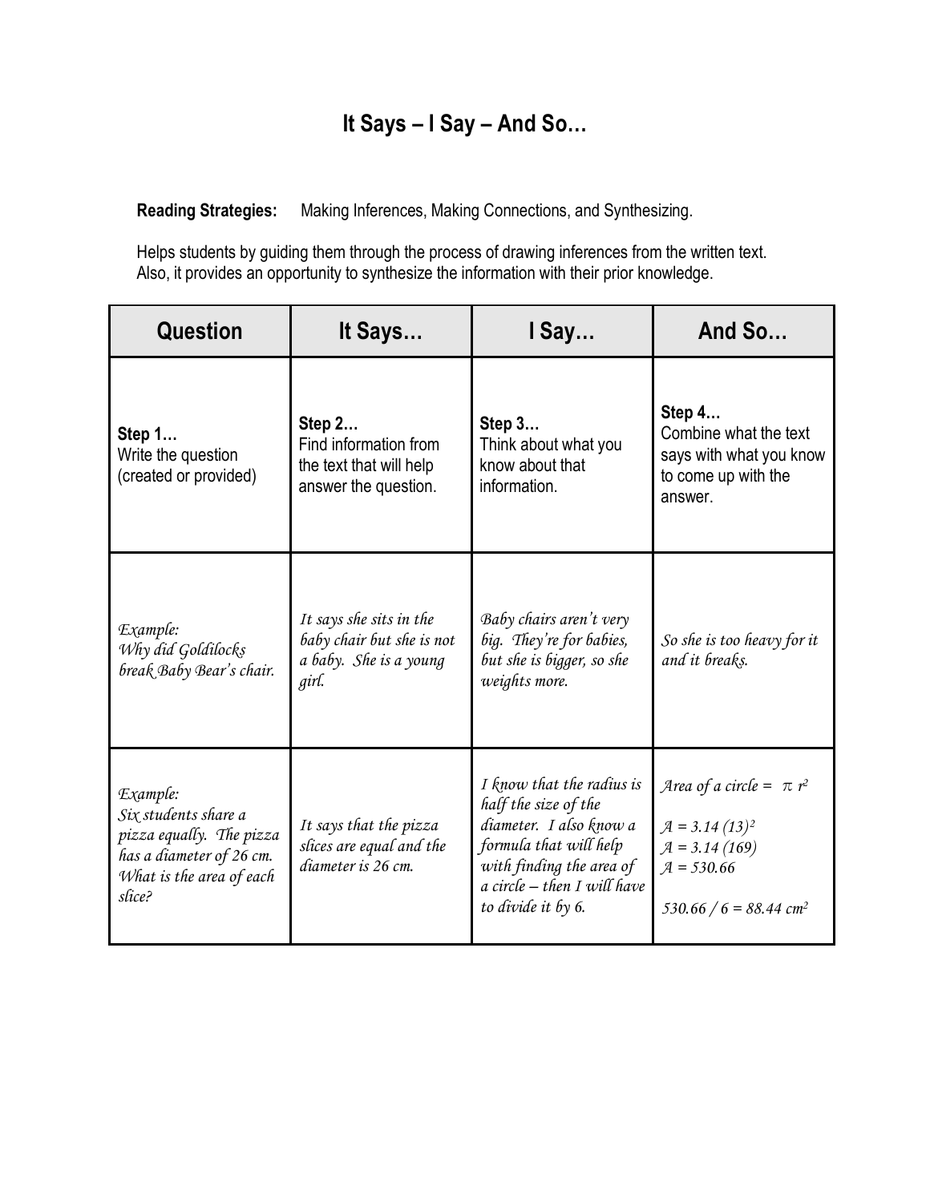# It Says – I Say – And So…

**Reading Strategies:** Making Inferences, Making Connections, and Synthesizing.

Helps students by guiding them through the process of drawing inferences from the written text. Also, it provides an opportunity to synthesize the information with their prior knowledge.

| Question | It Says… | I Say… | And So… |
|---|---|---|---|
| **Step 1…** Write the question (created or provided) | **Step 2…** Find information from the text that will help answer the question. | **Step 3…** Think about what you know about that information. | **Step 4…** Combine what the text says with what you know to come up with the answer. |
| *Example: Why did Goldilocks break Baby Bear's chair.* | *It says she sits in the baby chair but she is not a baby. She is a young girl.* | *Baby chairs aren't very big. They're for babies, but she is bigger, so she weights more.* | *So she is too heavy for it and it breaks.* |
| *Example: Six students share a pizza equally. The pizza has a diameter of 26 cm. What is the area of each slice?* | *It says that the pizza slices are equal and the diameter is 26 cm.* | *I know that the radius is half the size of the diameter. I also know a formula that will help with finding the area of a circle – then I will have to divide it by 6.* | *Area of a circle =* $\pi r^2$ <br> $A = 3.14 (13)^2$ <br> $A = 3.14 (169)$ <br> $A = 530.66$ <br> $530.66 / 6 = 88.44\ cm^2$ |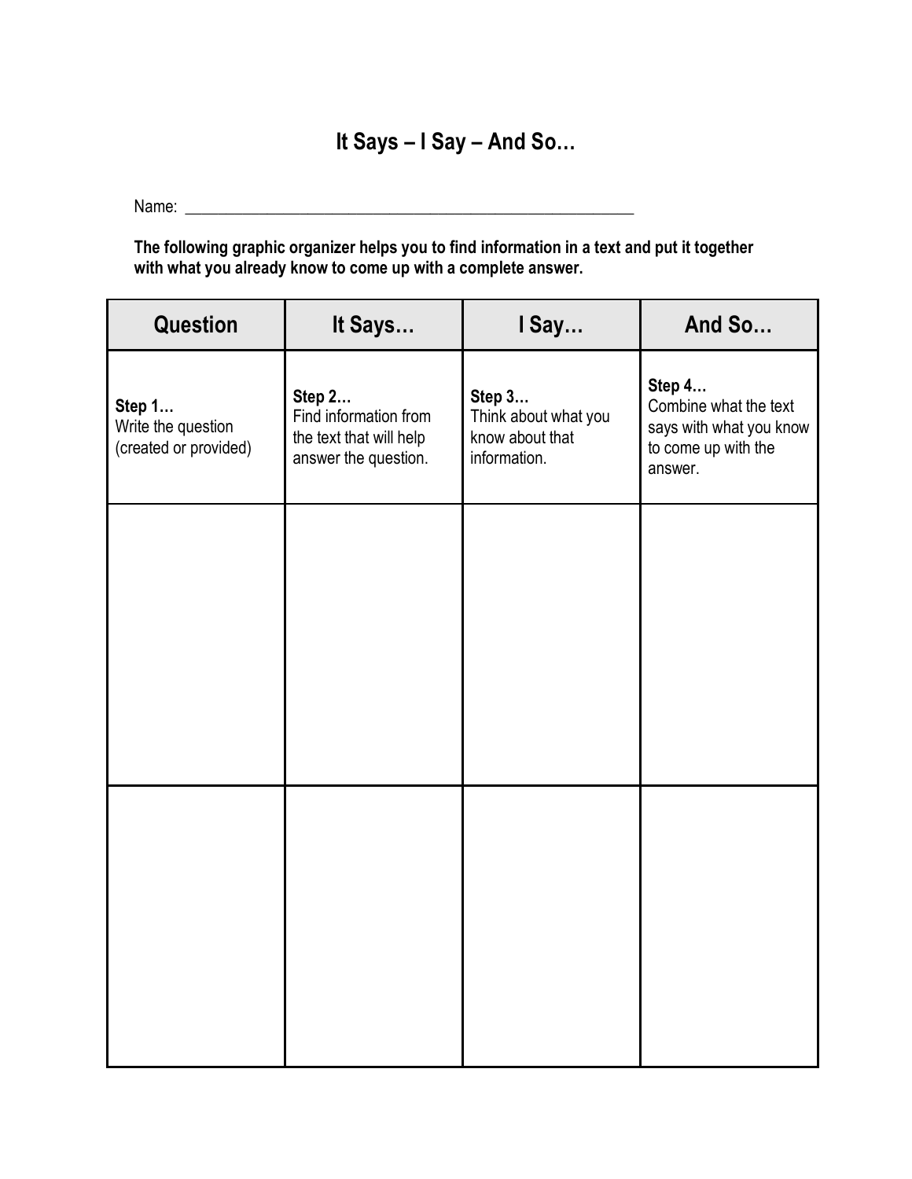# It Says – I Say – And So…

Name: ___________________________________________________________

**The following graphic organizer helps you to find information in a text and put it together with what you already know to come up with a complete answer.**

| Question | It Says… | I Say… | And So… |
|---|---|---|---|
| **Step 1…** Write the question (created or provided) | **Step 2…** Find information from the text that will help answer the question. | **Step 3…** Think about what you know about that information. | **Step 4…** Combine what the text says with what you know to come up with the answer. |
| | | | |
| | | | |